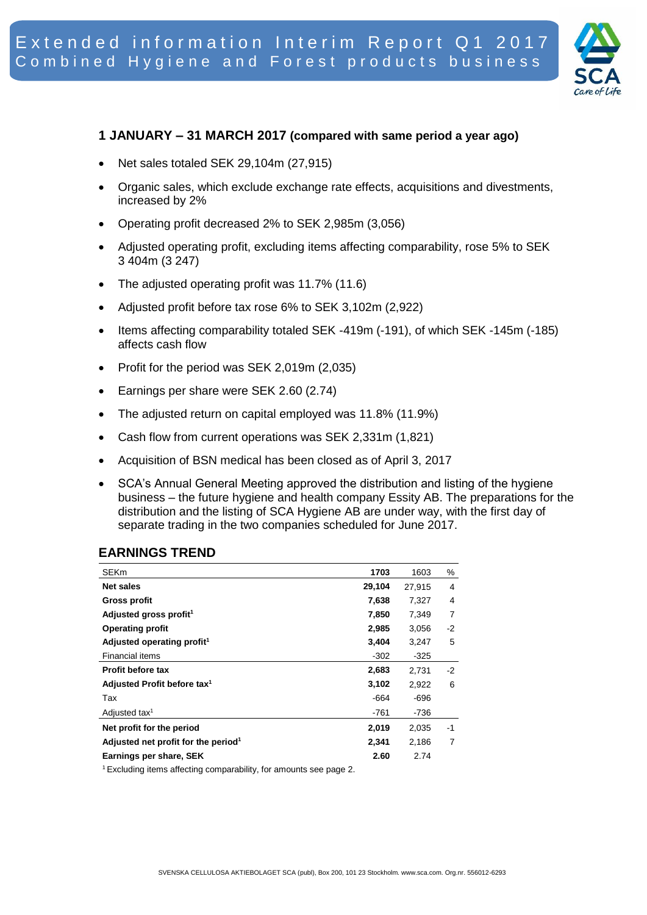# Extended information Interim Report Q1 2017
## Combined Hygiene and Forest products business

### 1 JANUARY – 31 MARCH 2017 (compared with same period a year ago)

- Net sales totaled SEK 29,104m (27,915)
- Organic sales, which exclude exchange rate effects, acquisitions and divestments, increased by 2%
- Operating profit decreased 2% to SEK 2,985m (3,056)
- Adjusted operating profit, excluding items affecting comparability, rose 5% to SEK 3 404m (3 247)
- The adjusted operating profit was 11.7% (11.6)
- Adjusted profit before tax rose 6% to SEK 3,102m (2,922)
- Items affecting comparability totaled SEK -419m (-191), of which SEK -145m (-185) affects cash flow
- Profit for the period was SEK 2,019m (2,035)
- Earnings per share were SEK 2.60 (2.74)
- The adjusted return on capital employed was 11.8% (11.9%)
- Cash flow from current operations was SEK 2,331m (1,821)
- Acquisition of BSN medical has been closed as of April 3, 2017
- SCA's Annual General Meeting approved the distribution and listing of the hygiene business – the future hygiene and health company Essity AB. The preparations for the distribution and the listing of SCA Hygiene AB are under way, with the first day of separate trading in the two companies scheduled for June 2017.

### EARNINGS TREND

| SEKm | 1703 | 1603 | % |
|---|---|---|---|
| **Net sales** | **29,104** | 27,915 | 4 |
| **Gross profit** | **7,638** | 7,327 | 4 |
| **Adjusted gross profit**[1] | **7,850** | 7,349 | 7 |
| **Operating profit** | **2,985** | 3,056 | -2 |
| **Adjusted operating profit**[1] | **3,404** | 3,247 | 5 |
| Financial items | -302 | -325 | |
| **Profit before tax** | **2,683** | 2,731 | -2 |
| **Adjusted Profit before tax**[1] | **3,102** | 2,922 | 6 |
| Tax | -664 | -696 | |
| Adjusted tax[1] | -761 | -736 | |
| **Net profit for the period** | **2,019** | 2,035 | -1 |
| **Adjusted net profit for the period**[1] | **2,341** | 2,186 | 7 |
| **Earnings per share, SEK** | **2.60** | 2.74 | |

[1] Excluding items affecting comparability, for amounts see page 2.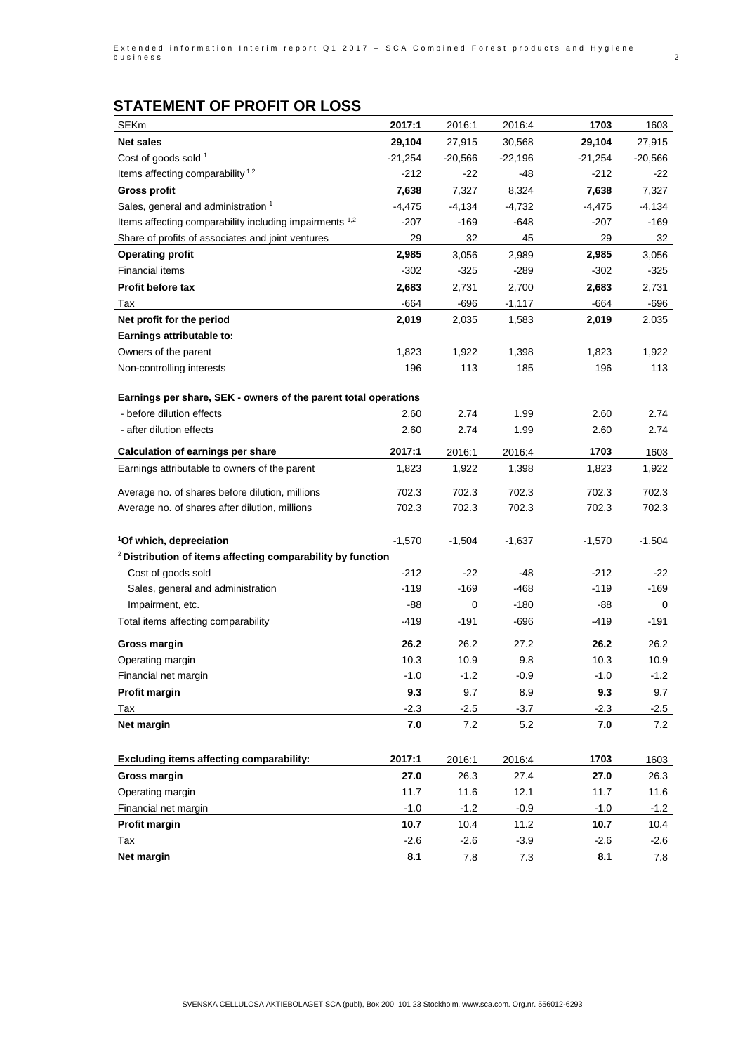## STATEMENT OF PROFIT OR LOSS

| SEKm | 2017:1 | 2016:1 | 2016:4 | 1703 | 1603 |
|---|---|---|---|---|---|
| **Net sales** | **29,104** | 27,915 | 30,568 | **29,104** | 27,915 |
| Cost of goods sold [1] | -21,254 | -20,566 | -22,196 | -21,254 | -20,566 |
| Items affecting comparability [1,2] | -212 | -22 | -48 | -212 | -22 |
| **Gross profit** | **7,638** | 7,327 | 8,324 | **7,638** | 7,327 |
| Sales, general and administration [1] | -4,475 | -4,134 | -4,732 | -4,475 | -4,134 |
| Items affecting comparability including impairments [1,2] | -207 | -169 | -648 | -207 | -169 |
| Share of profits of associates and joint ventures | 29 | 32 | 45 | 29 | 32 |
| **Operating profit** | **2,985** | 3,056 | 2,989 | **2,985** | 3,056 |
| Financial items | -302 | -325 | -289 | -302 | -325 |
| **Profit before tax** | **2,683** | 2,731 | 2,700 | **2,683** | 2,731 |
| Tax | -664 | -696 | -1,117 | -664 | -696 |
| **Net profit for the period** | **2,019** | 2,035 | 1,583 | **2,019** | 2,035 |
| **Earnings attributable to:** | | | | | |
| Owners of the parent | 1,823 | 1,922 | 1,398 | 1,823 | 1,922 |
| Non-controlling interests | 196 | 113 | 185 | 196 | 113 |
| | | | | | |
| **Earnings per share, SEK - owners of the parent total operations** | | | | | |
| - before dilution effects | 2.60 | 2.74 | 1.99 | 2.60 | 2.74 |
| - after dilution effects | 2.60 | 2.74 | 1.99 | 2.60 | 2.74 |
| **Calculation of earnings per share** | **2017:1** | 2016:1 | 2016:4 | **1703** | 1603 |
| Earnings attributable to owners of the parent | 1,823 | 1,922 | 1,398 | 1,823 | 1,922 |
| Average no. of shares before dilution, millions | 702.3 | 702.3 | 702.3 | 702.3 | 702.3 |
| Average no. of shares after dilution, millions | 702.3 | 702.3 | 702.3 | 702.3 | 702.3 |
| | | | | | |
| **[1]Of which, depreciation** | -1,570 | -1,504 | -1,637 | -1,570 | -1,504 |
| **[2]Distribution of items affecting comparability by function** | | | | | |
| Cost of goods sold | -212 | -22 | -48 | -212 | -22 |
| Sales, general and administration | -119 | -169 | -468 | -119 | -169 |
| Impairment, etc. | -88 | 0 | -180 | -88 | 0 |
| Total items affecting comparability | -419 | -191 | -696 | -419 | -191 |
| **Gross margin** | **26.2** | 26.2 | 27.2 | **26.2** | 26.2 |
| Operating margin | 10.3 | 10.9 | 9.8 | 10.3 | 10.9 |
| Financial net margin | -1.0 | -1.2 | -0.9 | -1.0 | -1.2 |
| **Profit margin** | **9.3** | 9.7 | 8.9 | **9.3** | 9.7 |
| Tax | -2.3 | -2.5 | -3.7 | -2.3 | -2.5 |
| **Net margin** | **7.0** | 7.2 | 5.2 | **7.0** | 7.2 |
| | | | | | |
| **Excluding items affecting comparability:** | **2017:1** | 2016:1 | 2016:4 | **1703** | 1603 |
| **Gross margin** | **27.0** | 26.3 | 27.4 | **27.0** | 26.3 |
| Operating margin | 11.7 | 11.6 | 12.1 | 11.7 | 11.6 |
| Financial net margin | -1.0 | -1.2 | -0.9 | -1.0 | -1.2 |
| **Profit margin** | **10.7** | 10.4 | 11.2 | **10.7** | 10.4 |
| Tax | -2.6 | -2.6 | -3.9 | -2.6 | -2.6 |
| **Net margin** | **8.1** | 7.8 | 7.3 | **8.1** | 7.8 |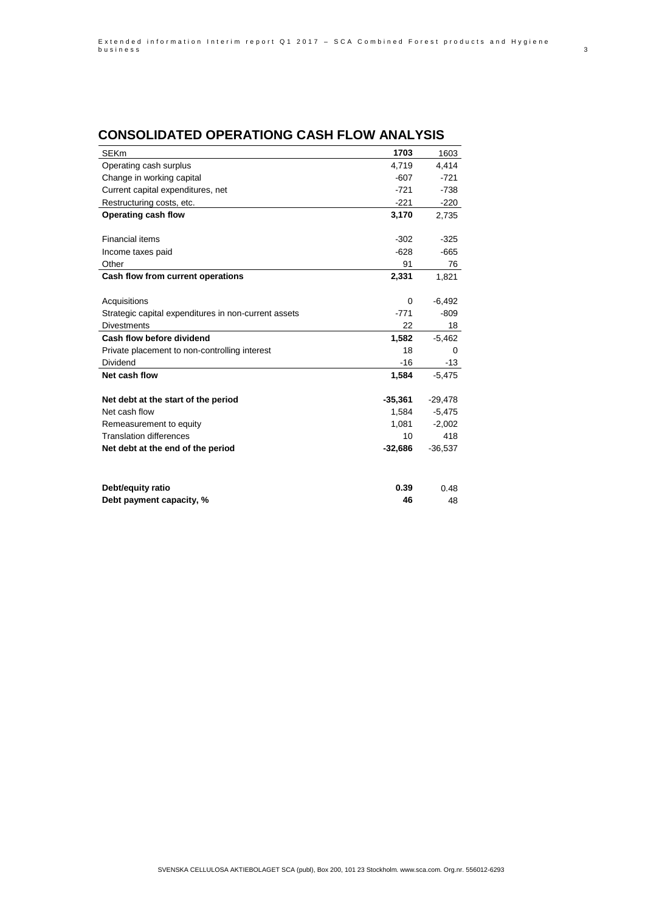## CONSOLIDATED OPERATIONG CASH FLOW ANALYSIS

| SEKm | **1703** | 1603 |
|---|---|---|
| Operating cash surplus | 4,719 | 4,414 |
| Change in working capital | -607 | -721 |
| Current capital expenditures, net | -721 | -738 |
| Restructuring costs, etc. | -221 | -220 |
| **Operating cash flow** | **3,170** | 2,735 |
| | | |
| Financial items | -302 | -325 |
| Income taxes paid | -628 | -665 |
| Other | 91 | 76 |
| **Cash flow from current operations** | **2,331** | 1,821 |
| | | |
| Acquisitions | 0 | -6,492 |
| Strategic capital expenditures in non-current assets | -771 | -809 |
| Divestments | 22 | 18 |
| **Cash flow before dividend** | **1,582** | -5,462 |
| Private placement to non-controlling interest | 18 | 0 |
| Dividend | -16 | -13 |
| **Net cash flow** | **1,584** | -5,475 |
| | | |
| **Net debt at the start of the period** | **-35,361** | -29,478 |
| Net cash flow | 1,584 | -5,475 |
| Remeasurement to equity | 1,081 | -2,002 |
| Translation differences | 10 | 418 |
| **Net debt at the end of the period** | **-32,686** | -36,537 |
| | | |
| **Debt/equity ratio** | **0.39** | 0.48 |
| **Debt payment capacity, %** | **46** | 48 |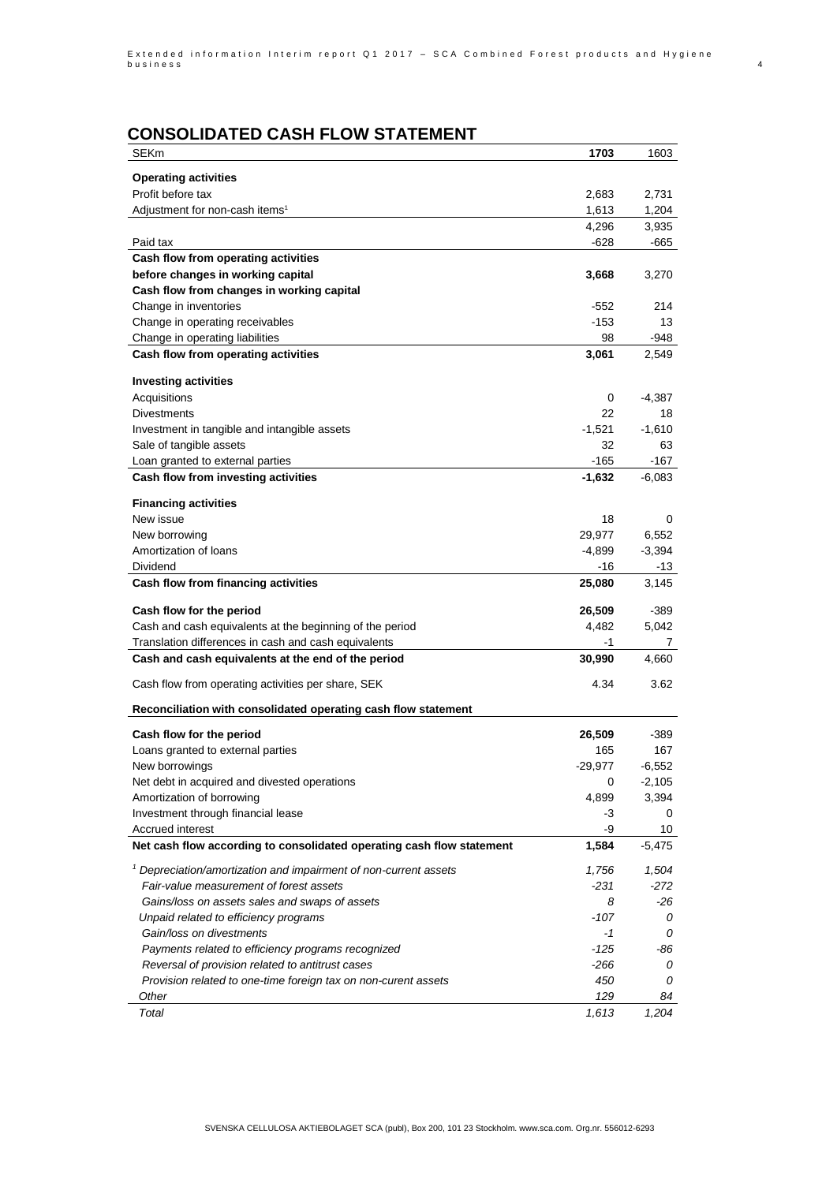## CONSOLIDATED CASH FLOW STATEMENT

| SEKm | **1703** | 1603 |
|---|---|---|
| **Operating activities** | | |
| Profit before tax | 2,683 | 2,731 |
| Adjustment for non-cash items[1] | 1,613 | 1,204 |
| | 4,296 | 3,935 |
| Paid tax | -628 | -665 |
| **Cash flow from operating activities before changes in working capital** | **3,668** | 3,270 |
| **Cash flow from changes in working capital** | | |
| Change in inventories | -552 | 214 |
| Change in operating receivables | -153 | 13 |
| Change in operating liabilities | 98 | -948 |
| **Cash flow from operating activities** | **3,061** | 2,549 |
| **Investing activities** | | |
| Acquisitions | 0 | -4,387 |
| Divestments | 22 | 18 |
| Investment in tangible and intangible assets | -1,521 | -1,610 |
| Sale of tangible assets | 32 | 63 |
| Loan granted to external parties | -165 | -167 |
| **Cash flow from investing activities** | **-1,632** | -6,083 |
| **Financing activities** | | |
| New issue | 18 | 0 |
| New borrowing | 29,977 | 6,552 |
| Amortization of loans | -4,899 | -3,394 |
| Dividend | -16 | -13 |
| **Cash flow from financing activities** | **25,080** | 3,145 |
| **Cash flow for the period** | **26,509** | -389 |
| Cash and cash equivalents at the beginning of the period | 4,482 | 5,042 |
| Translation differences in cash and cash equivalents | -1 | 7 |
| **Cash and cash equivalents at the end of the period** | **30,990** | 4,660 |
| Cash flow from operating activities per share, SEK | 4.34 | 3.62 |
| **Reconciliation with consolidated operating cash flow statement** | | |
| **Cash flow for the period** | **26,509** | -389 |
| Loans granted to external parties | 165 | 167 |
| New borrowings | -29,977 | -6,552 |
| Net debt in acquired and divested operations | 0 | -2,105 |
| Amortization of borrowing | 4,899 | 3,394 |
| Investment through financial lease | -3 | 0 |
| Accrued interest | -9 | 10 |
| **Net cash flow according to consolidated operating cash flow statement** | **1,584** | -5,475 |
| *[1] Depreciation/amortization and impairment of non-current assets* | *1,756* | *1,504* |
| *Fair-value measurement of forest assets* | *-231* | *-272* |
| *Gains/loss on assets sales and swaps of assets* | *8* | *-26* |
| *Unpaid related to efficiency programs* | *-107* | *0* |
| *Gain/loss on divestments* | *-1* | *0* |
| *Payments related to efficiency programs recognized* | *-125* | *-86* |
| *Reversal of provision related to antitrust cases* | *-266* | *0* |
| *Provision related to one-time foreign tax on non-curent assets* | *450* | *0* |
| *Other* | *129* | *84* |
| *Total* | *1,613* | *1,204* |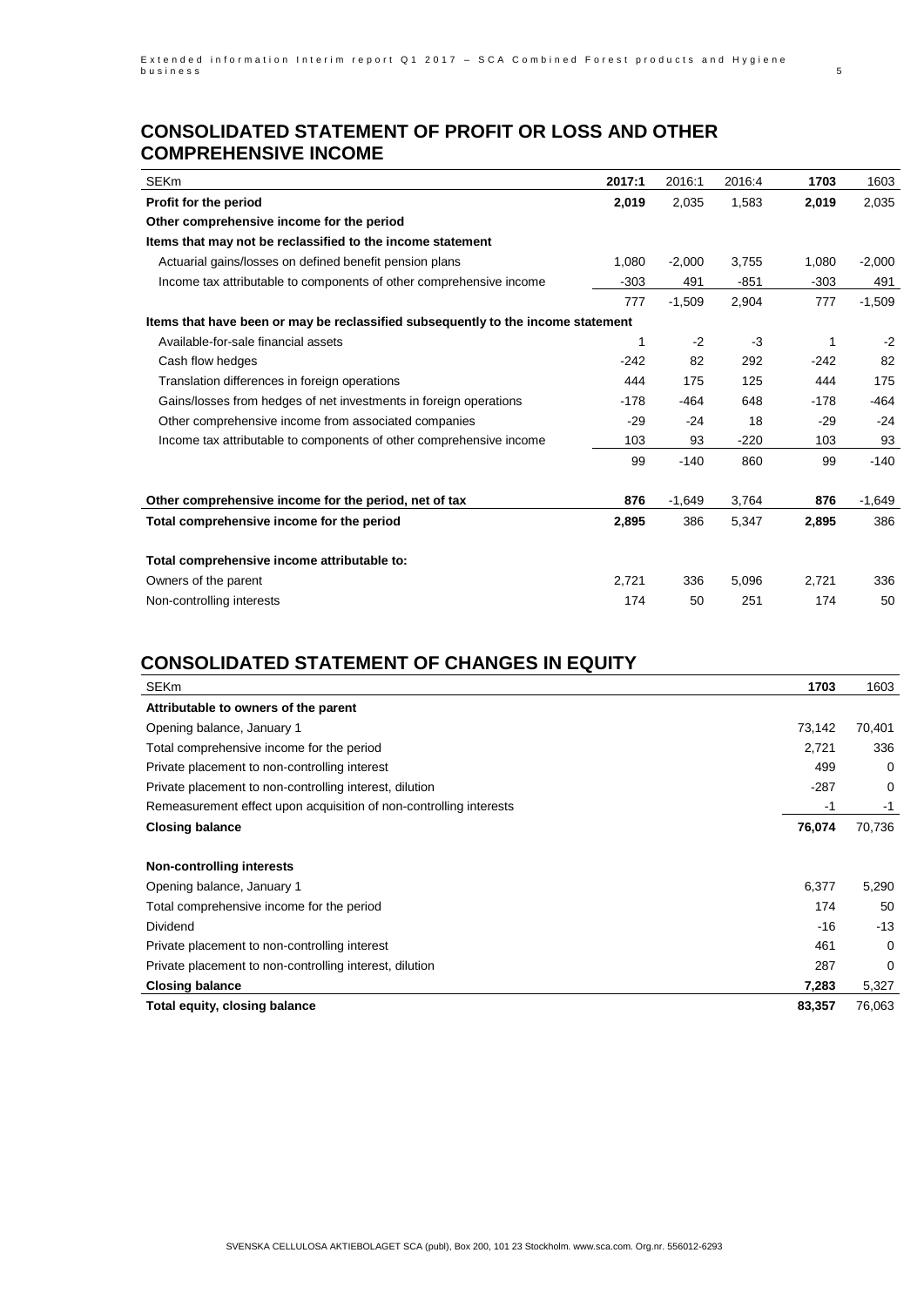## CONSOLIDATED STATEMENT OF PROFIT OR LOSS AND OTHER COMPREHENSIVE INCOME

| SEKm | 2017:1 | 2016:1 | 2016:4 | 1703 | 1603 |
|---|---|---|---|---|---|
| **Profit for the period** | **2,019** | 2,035 | 1,583 | **2,019** | 2,035 |
| **Other comprehensive income for the period** | | | | | |
| **Items that may not be reclassified to the income statement** | | | | | |
| Actuarial gains/losses on defined benefit pension plans | 1,080 | -2,000 | 3,755 | 1,080 | -2,000 |
| Income tax attributable to components of other comprehensive income | -303 | 491 | -851 | -303 | 491 |
| | 777 | -1,509 | 2,904 | 777 | -1,509 |
| **Items that have been or may be reclassified subsequently to the income statement** | | | | | |
| Available-for-sale financial assets | 1 | -2 | -3 | 1 | -2 |
| Cash flow hedges | -242 | 82 | 292 | -242 | 82 |
| Translation differences in foreign operations | 444 | 175 | 125 | 444 | 175 |
| Gains/losses from hedges of net investments in foreign operations | -178 | -464 | 648 | -178 | -464 |
| Other comprehensive income from associated companies | -29 | -24 | 18 | -29 | -24 |
| Income tax attributable to components of other comprehensive income | 103 | 93 | -220 | 103 | 93 |
| | 99 | -140 | 860 | 99 | -140 |
| **Other comprehensive income for the period, net of tax** | **876** | -1,649 | 3,764 | **876** | -1,649 |
| **Total comprehensive income for the period** | **2,895** | 386 | 5,347 | **2,895** | 386 |
| **Total comprehensive income attributable to:** | | | | | |
| Owners of the parent | 2,721 | 336 | 5,096 | 2,721 | 336 |
| Non-controlling interests | 174 | 50 | 251 | 174 | 50 |

## CONSOLIDATED STATEMENT OF CHANGES IN EQUITY

| SEKm | 1703 | 1603 |
|---|---|---|
| **Attributable to owners of the parent** | | |
| Opening balance, January 1 | 73,142 | 70,401 |
| Total comprehensive income for the period | 2,721 | 336 |
| Private placement to non-controlling interest | 499 | 0 |
| Private placement to non-controlling interest, dilution | -287 | 0 |
| Remeasurement effect upon acquisition of non-controlling interests | -1 | -1 |
| **Closing balance** | **76,074** | 70,736 |
| **Non-controlling interests** | | |
| Opening balance, January 1 | 6,377 | 5,290 |
| Total comprehensive income for the period | 174 | 50 |
| Dividend | -16 | -13 |
| Private placement to non-controlling interest | 461 | 0 |
| Private placement to non-controlling interest, dilution | 287 | 0 |
| **Closing balance** | **7,283** | 5,327 |
| **Total equity, closing balance** | **83,357** | 76,063 |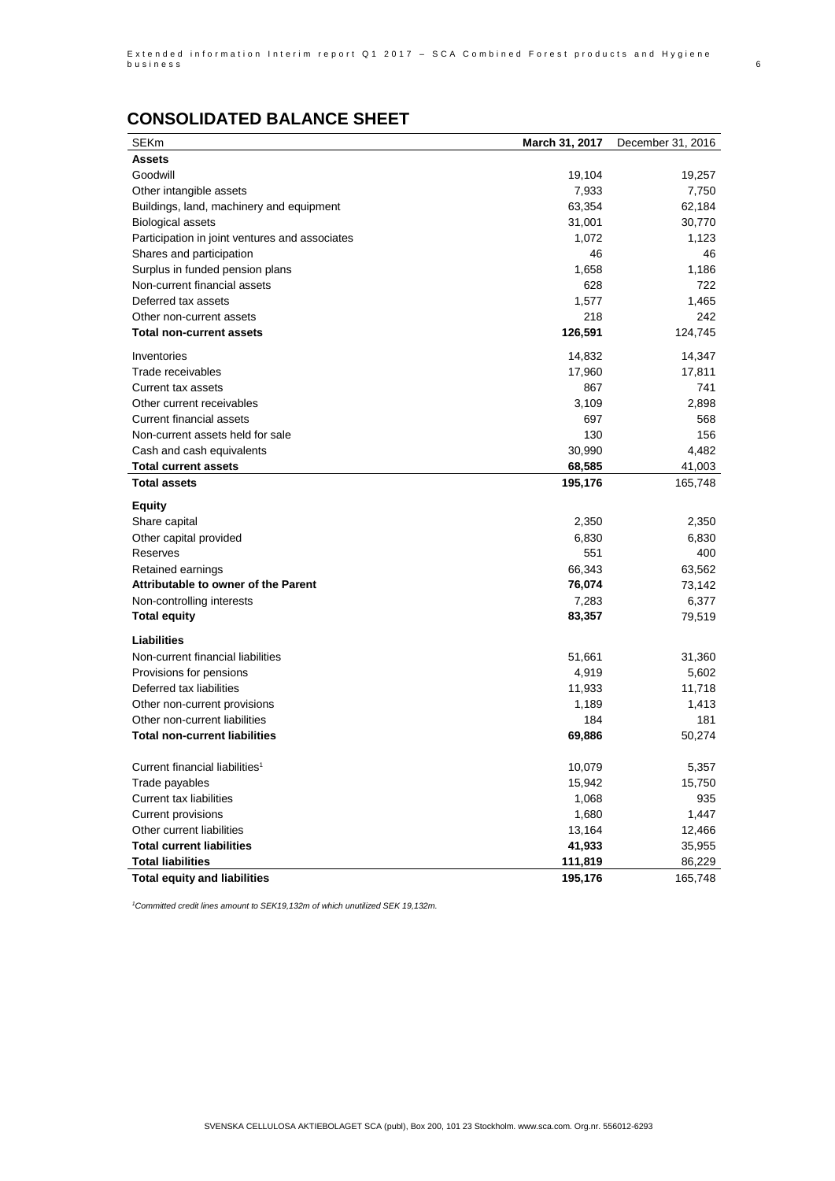## CONSOLIDATED BALANCE SHEET

| SEKm | **March 31, 2017** | December 31, 2016 |
|---|---|---|
| **Assets** | | |
| Goodwill | 19,104 | 19,257 |
| Other intangible assets | 7,933 | 7,750 |
| Buildings, land, machinery and equipment | 63,354 | 62,184 |
| Biological assets | 31,001 | 30,770 |
| Participation in joint ventures and associates | 1,072 | 1,123 |
| Shares and participation | 46 | 46 |
| Surplus in funded pension plans | 1,658 | 1,186 |
| Non-current financial assets | 628 | 722 |
| Deferred tax assets | 1,577 | 1,465 |
| Other non-current assets | 218 | 242 |
| **Total non-current assets** | **126,591** | 124,745 |
| Inventories | 14,832 | 14,347 |
| Trade receivables | 17,960 | 17,811 |
| Current tax assets | 867 | 741 |
| Other current receivables | 3,109 | 2,898 |
| Current financial assets | 697 | 568 |
| Non-current assets held for sale | 130 | 156 |
| Cash and cash equivalents | 30,990 | 4,482 |
| **Total current assets** | **68,585** | 41,003 |
| **Total assets** | **195,176** | 165,748 |
| **Equity** | | |
| Share capital | 2,350 | 2,350 |
| Other capital provided | 6,830 | 6,830 |
| Reserves | 551 | 400 |
| Retained earnings | 66,343 | 63,562 |
| **Attributable to owner of the Parent** | **76,074** | 73,142 |
| Non-controlling interests | 7,283 | 6,377 |
| **Total equity** | **83,357** | 79,519 |
| **Liabilities** | | |
| Non-current financial liabilities | 51,661 | 31,360 |
| Provisions for pensions | 4,919 | 5,602 |
| Deferred tax liabilities | 11,933 | 11,718 |
| Other non-current provisions | 1,189 | 1,413 |
| Other non-current liabilities | 184 | 181 |
| **Total non-current liabilities** | **69,886** | 50,274 |
| Current financial liabilities[1] | 10,079 | 5,357 |
| Trade payables | 15,942 | 15,750 |
| Current tax liabilities | 1,068 | 935 |
| Current provisions | 1,680 | 1,447 |
| Other current liabilities | 13,164 | 12,466 |
| **Total current liabilities** | **41,933** | 35,955 |
| **Total liabilities** | **111,819** | 86,229 |
| **Total equity and liabilities** | **195,176** | 165,748 |

*[1]Committed credit lines amount to SEK19,132m of which unutilized SEK 19,132m.*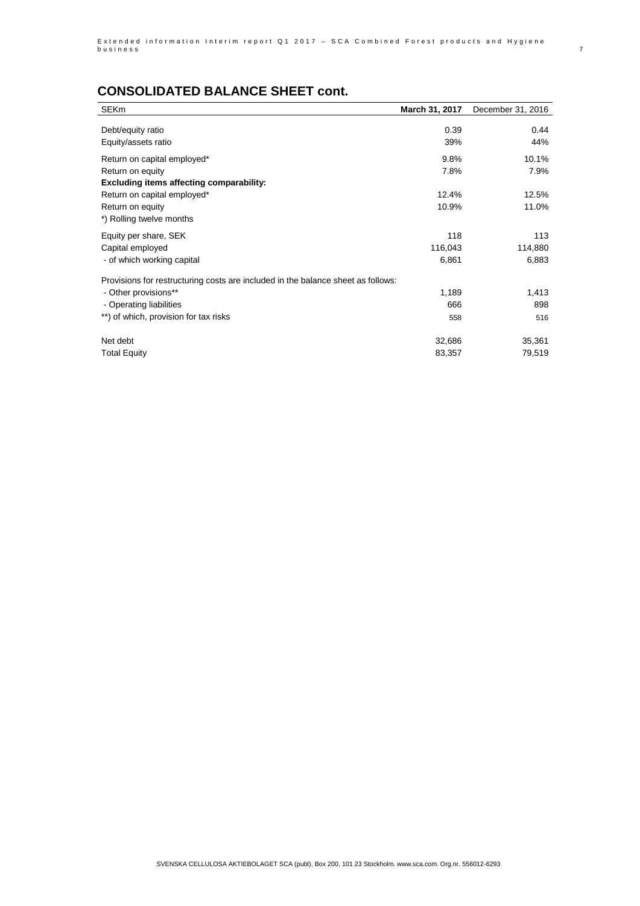## CONSOLIDATED BALANCE SHEET cont.

| SEKm | March 31, 2017 | December 31, 2016 |
|---|---|---|
| Debt/equity ratio | 0.39 | 0.44 |
| Equity/assets ratio | 39% | 44% |
| Return on capital employed* | 9.8% | 10.1% |
| Return on equity | 7.8% | 7.9% |
| **Excluding items affecting comparability:** | | |
| Return on capital employed* | 12.4% | 12.5% |
| Return on equity | 10.9% | 11.0% |
| *) Rolling twelve months | | |
| Equity per share, SEK | 118 | 113 |
| Capital employed | 116,043 | 114,880 |
| - of which working capital | 6,861 | 6,883 |
| Provisions for restructuring costs are included in the balance sheet as follows: | | |
| - Other provisions** | 1,189 | 1,413 |
| - Operating liabilities | 666 | 898 |
| **) of which, provision for tax risks | 558 | 516 |
| Net debt | 32,686 | 35,361 |
| Total Equity | 83,357 | 79,519 |

SVENSKA CELLULOSA AKTIEBOLAGET SCA (publ), Box 200, 101 23 Stockholm. www.sca.com. Org.nr. 556012-6293